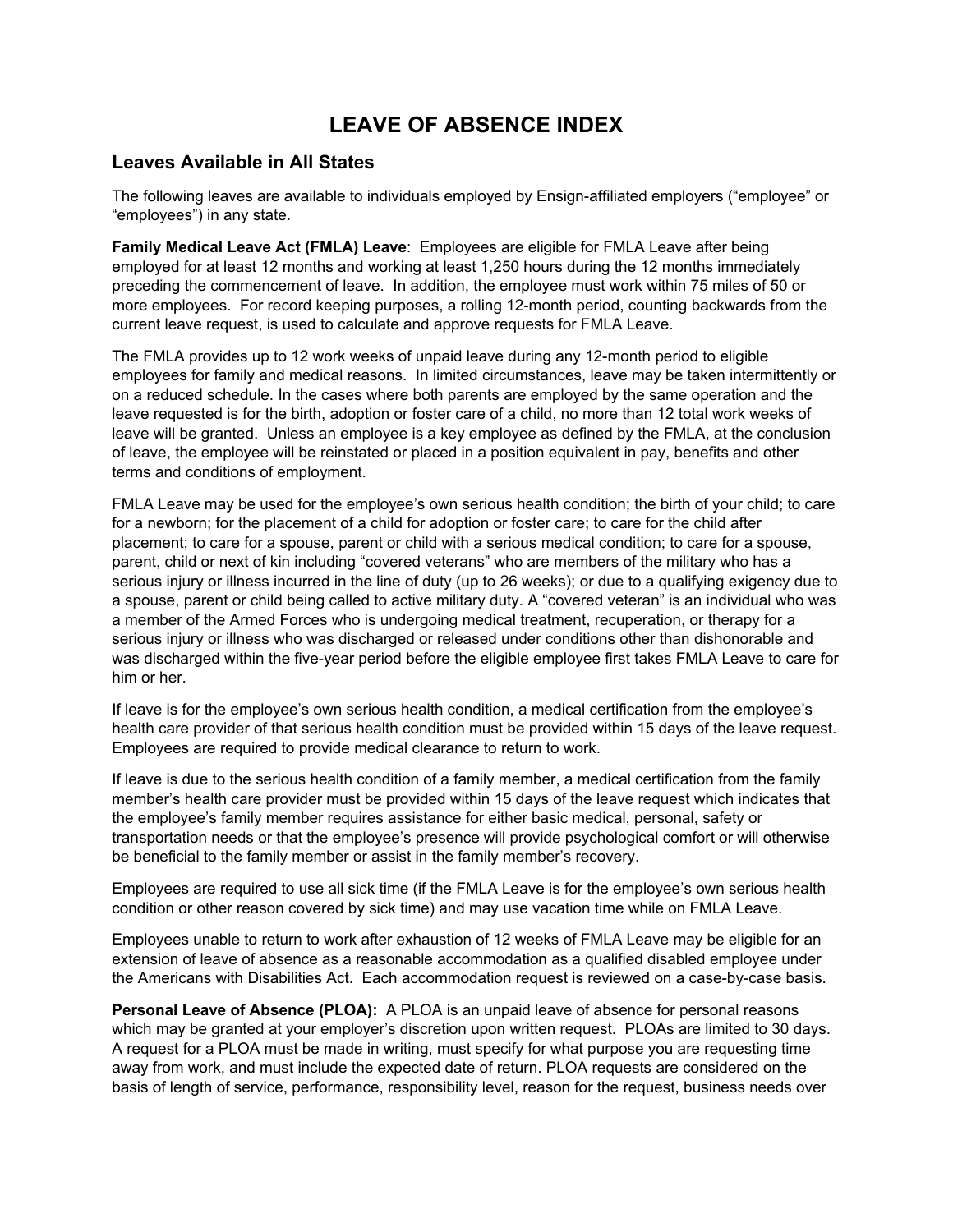# LEAVE OF ABSENCE INDEX

## Leaves Available in All States

The following leaves are available to individuals employed by Ensign-affiliated employers ("employee" or "employees") in any state.

**Family Medical Leave Act (FMLA) Leave**: Employees are eligible for FMLA Leave after being employed for at least 12 months and working at least 1,250 hours during the 12 months immediately preceding the commencement of leave. In addition, the employee must work within 75 miles of 50 or more employees. For record keeping purposes, a rolling 12-month period, counting backwards from the current leave request, is used to calculate and approve requests for FMLA Leave.

The FMLA provides up to 12 work weeks of unpaid leave during any 12-month period to eligible employees for family and medical reasons. In limited circumstances, leave may be taken intermittently or on a reduced schedule. In the cases where both parents are employed by the same operation and the leave requested is for the birth, adoption or foster care of a child, no more than 12 total work weeks of leave will be granted. Unless an employee is a key employee as defined by the FMLA, at the conclusion of leave, the employee will be reinstated or placed in a position equivalent in pay, benefits and other terms and conditions of employment.

FMLA Leave may be used for the employee's own serious health condition; the birth of your child; to care for a newborn; for the placement of a child for adoption or foster care; to care for the child after placement; to care for a spouse, parent or child with a serious medical condition; to care for a spouse, parent, child or next of kin including "covered veterans" who are members of the military who has a serious injury or illness incurred in the line of duty (up to 26 weeks); or due to a qualifying exigency due to a spouse, parent or child being called to active military duty. A "covered veteran" is an individual who was a member of the Armed Forces who is undergoing medical treatment, recuperation, or therapy for a serious injury or illness who was discharged or released under conditions other than dishonorable and was discharged within the five-year period before the eligible employee first takes FMLA Leave to care for him or her.

If leave is for the employee's own serious health condition, a medical certification from the employee's health care provider of that serious health condition must be provided within 15 days of the leave request. Employees are required to provide medical clearance to return to work.

If leave is due to the serious health condition of a family member, a medical certification from the family member's health care provider must be provided within 15 days of the leave request which indicates that the employee's family member requires assistance for either basic medical, personal, safety or transportation needs or that the employee's presence will provide psychological comfort or will otherwise be beneficial to the family member or assist in the family member's recovery.

Employees are required to use all sick time (if the FMLA Leave is for the employee's own serious health condition or other reason covered by sick time) and may use vacation time while on FMLA Leave.

Employees unable to return to work after exhaustion of 12 weeks of FMLA Leave may be eligible for an extension of leave of absence as a reasonable accommodation as a qualified disabled employee under the Americans with Disabilities Act. Each accommodation request is reviewed on a case-by-case basis.

**Personal Leave of Absence (PLOA):** A PLOA is an unpaid leave of absence for personal reasons which may be granted at your employer's discretion upon written request. PLOAs are limited to 30 days. A request for a PLOA must be made in writing, must specify for what purpose you are requesting time away from work, and must include the expected date of return. PLOA requests are considered on the basis of length of service, performance, responsibility level, reason for the request, business needs over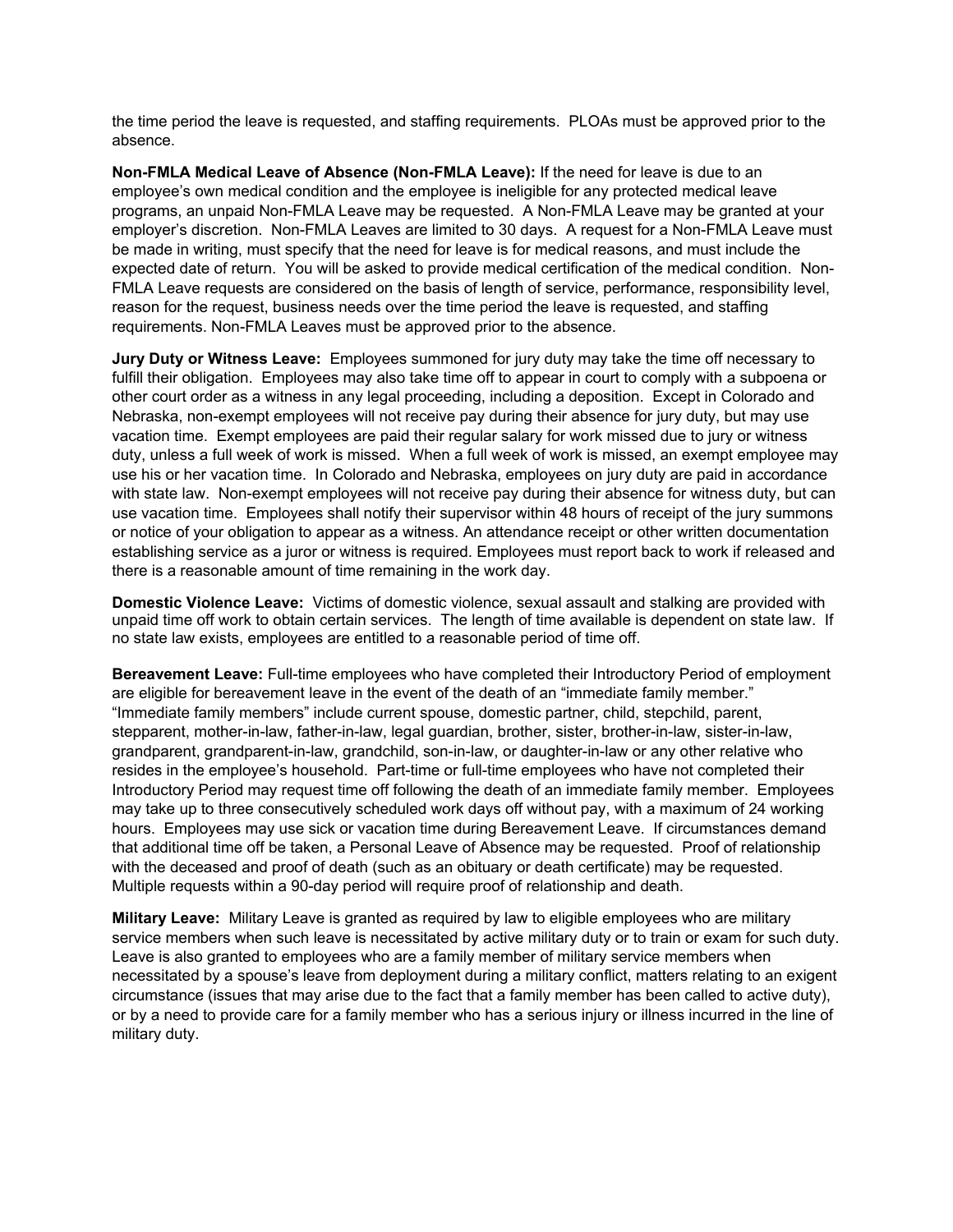the time period the leave is requested, and staffing requirements. PLOAs must be approved prior to the absence.

**Non-FMLA Medical Leave of Absence (Non-FMLA Leave):** If the need for leave is due to an employee's own medical condition and the employee is ineligible for any protected medical leave programs, an unpaid Non-FMLA Leave may be requested. A Non-FMLA Leave may be granted at your employer's discretion. Non-FMLA Leaves are limited to 30 days. A request for a Non-FMLA Leave must be made in writing, must specify that the need for leave is for medical reasons, and must include the expected date of return. You will be asked to provide medical certification of the medical condition. Non-FMLA Leave requests are considered on the basis of length of service, performance, responsibility level, reason for the request, business needs over the time period the leave is requested, and staffing requirements. Non-FMLA Leaves must be approved prior to the absence.

**Jury Duty or Witness Leave:** Employees summoned for jury duty may take the time off necessary to fulfill their obligation. Employees may also take time off to appear in court to comply with a subpoena or other court order as a witness in any legal proceeding, including a deposition. Except in Colorado and Nebraska, non-exempt employees will not receive pay during their absence for jury duty, but may use vacation time. Exempt employees are paid their regular salary for work missed due to jury or witness duty, unless a full week of work is missed. When a full week of work is missed, an exempt employee may use his or her vacation time. In Colorado and Nebraska, employees on jury duty are paid in accordance with state law. Non-exempt employees will not receive pay during their absence for witness duty, but can use vacation time. Employees shall notify their supervisor within 48 hours of receipt of the jury summons or notice of your obligation to appear as a witness. An attendance receipt or other written documentation establishing service as a juror or witness is required. Employees must report back to work if released and there is a reasonable amount of time remaining in the work day.

**Domestic Violence Leave:** Victims of domestic violence, sexual assault and stalking are provided with unpaid time off work to obtain certain services. The length of time available is dependent on state law. If no state law exists, employees are entitled to a reasonable period of time off.

**Bereavement Leave:** Full-time employees who have completed their Introductory Period of employment are eligible for bereavement leave in the event of the death of an "immediate family member." "Immediate family members" include current spouse, domestic partner, child, stepchild, parent, stepparent, mother-in-law, father-in-law, legal guardian, brother, sister, brother-in-law, sister-in-law, grandparent, grandparent-in-law, grandchild, son-in-law, or daughter-in-law or any other relative who resides in the employee's household. Part-time or full-time employees who have not completed their Introductory Period may request time off following the death of an immediate family member. Employees may take up to three consecutively scheduled work days off without pay, with a maximum of 24 working hours. Employees may use sick or vacation time during Bereavement Leave. If circumstances demand that additional time off be taken, a Personal Leave of Absence may be requested. Proof of relationship with the deceased and proof of death (such as an obituary or death certificate) may be requested. Multiple requests within a 90-day period will require proof of relationship and death.

**Military Leave:** Military Leave is granted as required by law to eligible employees who are military service members when such leave is necessitated by active military duty or to train or exam for such duty. Leave is also granted to employees who are a family member of military service members when necessitated by a spouse's leave from deployment during a military conflict, matters relating to an exigent circumstance (issues that may arise due to the fact that a family member has been called to active duty), or by a need to provide care for a family member who has a serious injury or illness incurred in the line of military duty.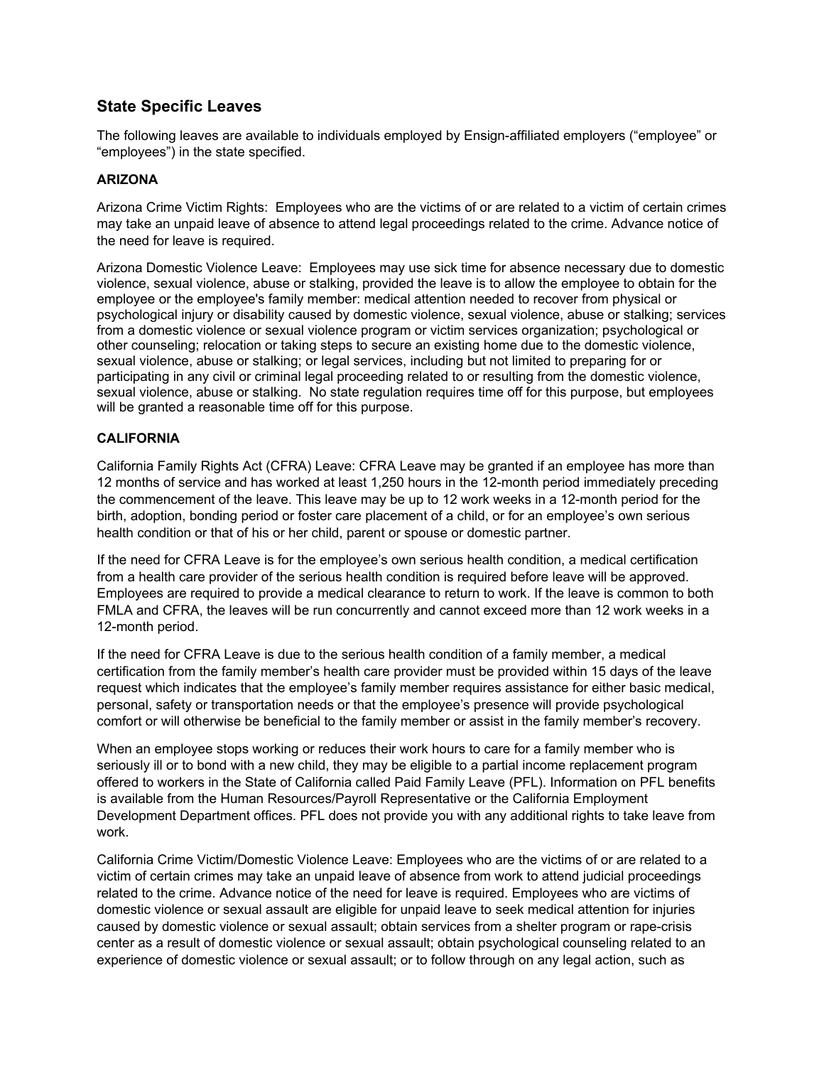## State Specific Leaves

The following leaves are available to individuals employed by Ensign-affiliated employers ("employee" or "employees") in the state specified.

### ARIZONA

Arizona Crime Victim Rights: Employees who are the victims of or are related to a victim of certain crimes may take an unpaid leave of absence to attend legal proceedings related to the crime. Advance notice of the need for leave is required.

Arizona Domestic Violence Leave: Employees may use sick time for absence necessary due to domestic violence, sexual violence, abuse or stalking, provided the leave is to allow the employee to obtain for the employee or the employee's family member: medical attention needed to recover from physical or psychological injury or disability caused by domestic violence, sexual violence, abuse or stalking; services from a domestic violence or sexual violence program or victim services organization; psychological or other counseling; relocation or taking steps to secure an existing home due to the domestic violence, sexual violence, abuse or stalking; or legal services, including but not limited to preparing for or participating in any civil or criminal legal proceeding related to or resulting from the domestic violence, sexual violence, abuse or stalking. No state regulation requires time off for this purpose, but employees will be granted a reasonable time off for this purpose.

### CALIFORNIA

California Family Rights Act (CFRA) Leave: CFRA Leave may be granted if an employee has more than 12 months of service and has worked at least 1,250 hours in the 12-month period immediately preceding the commencement of the leave. This leave may be up to 12 work weeks in a 12-month period for the birth, adoption, bonding period or foster care placement of a child, or for an employee's own serious health condition or that of his or her child, parent or spouse or domestic partner.

If the need for CFRA Leave is for the employee's own serious health condition, a medical certification from a health care provider of the serious health condition is required before leave will be approved. Employees are required to provide a medical clearance to return to work. If the leave is common to both FMLA and CFRA, the leaves will be run concurrently and cannot exceed more than 12 work weeks in a 12-month period.

If the need for CFRA Leave is due to the serious health condition of a family member, a medical certification from the family member's health care provider must be provided within 15 days of the leave request which indicates that the employee's family member requires assistance for either basic medical, personal, safety or transportation needs or that the employee's presence will provide psychological comfort or will otherwise be beneficial to the family member or assist in the family member's recovery.

When an employee stops working or reduces their work hours to care for a family member who is seriously ill or to bond with a new child, they may be eligible to a partial income replacement program offered to workers in the State of California called Paid Family Leave (PFL). Information on PFL benefits is available from the Human Resources/Payroll Representative or the California Employment Development Department offices. PFL does not provide you with any additional rights to take leave from work.

California Crime Victim/Domestic Violence Leave: Employees who are the victims of or are related to a victim of certain crimes may take an unpaid leave of absence from work to attend judicial proceedings related to the crime. Advance notice of the need for leave is required. Employees who are victims of domestic violence or sexual assault are eligible for unpaid leave to seek medical attention for injuries caused by domestic violence or sexual assault; obtain services from a shelter program or rape-crisis center as a result of domestic violence or sexual assault; obtain psychological counseling related to an experience of domestic violence or sexual assault; or to follow through on any legal action, such as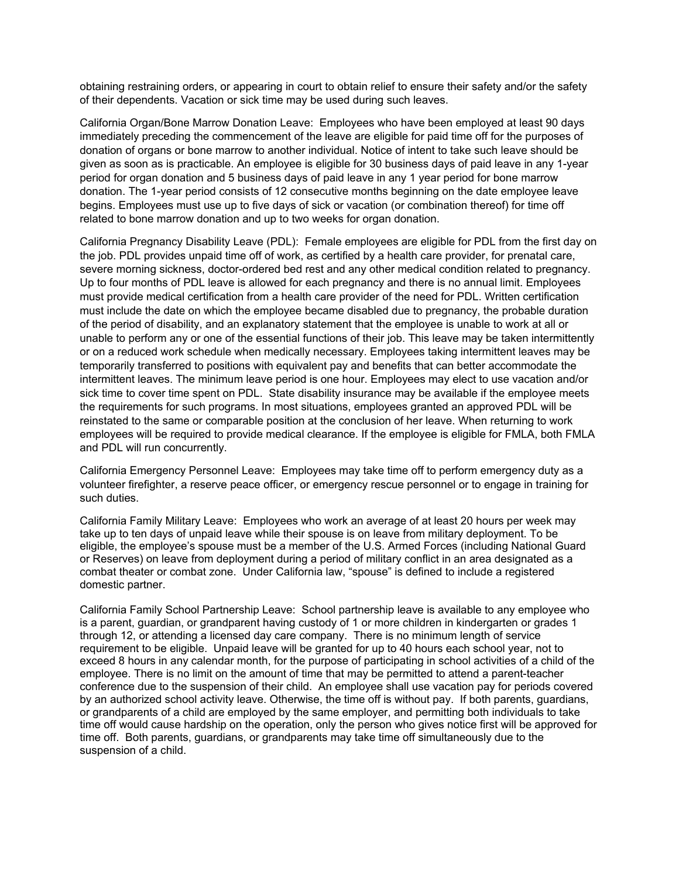obtaining restraining orders, or appearing in court to obtain relief to ensure their safety and/or the safety of their dependents. Vacation or sick time may be used during such leaves.

California Organ/Bone Marrow Donation Leave: Employees who have been employed at least 90 days immediately preceding the commencement of the leave are eligible for paid time off for the purposes of donation of organs or bone marrow to another individual. Notice of intent to take such leave should be given as soon as is practicable. An employee is eligible for 30 business days of paid leave in any 1-year period for organ donation and 5 business days of paid leave in any 1 year period for bone marrow donation. The 1-year period consists of 12 consecutive months beginning on the date employee leave begins. Employees must use up to five days of sick or vacation (or combination thereof) for time off related to bone marrow donation and up to two weeks for organ donation.

California Pregnancy Disability Leave (PDL): Female employees are eligible for PDL from the first day on the job. PDL provides unpaid time off of work, as certified by a health care provider, for prenatal care, severe morning sickness, doctor-ordered bed rest and any other medical condition related to pregnancy. Up to four months of PDL leave is allowed for each pregnancy and there is no annual limit. Employees must provide medical certification from a health care provider of the need for PDL. Written certification must include the date on which the employee became disabled due to pregnancy, the probable duration of the period of disability, and an explanatory statement that the employee is unable to work at all or unable to perform any or one of the essential functions of their job. This leave may be taken intermittently or on a reduced work schedule when medically necessary. Employees taking intermittent leaves may be temporarily transferred to positions with equivalent pay and benefits that can better accommodate the intermittent leaves. The minimum leave period is one hour. Employees may elect to use vacation and/or sick time to cover time spent on PDL. State disability insurance may be available if the employee meets the requirements for such programs. In most situations, employees granted an approved PDL will be reinstated to the same or comparable position at the conclusion of her leave. When returning to work employees will be required to provide medical clearance. If the employee is eligible for FMLA, both FMLA and PDL will run concurrently.

California Emergency Personnel Leave: Employees may take time off to perform emergency duty as a volunteer firefighter, a reserve peace officer, or emergency rescue personnel or to engage in training for such duties.

California Family Military Leave: Employees who work an average of at least 20 hours per week may take up to ten days of unpaid leave while their spouse is on leave from military deployment. To be eligible, the employee's spouse must be a member of the U.S. Armed Forces (including National Guard or Reserves) on leave from deployment during a period of military conflict in an area designated as a combat theater or combat zone. Under California law, "spouse" is defined to include a registered domestic partner.

California Family School Partnership Leave: School partnership leave is available to any employee who is a parent, guardian, or grandparent having custody of 1 or more children in kindergarten or grades 1 through 12, or attending a licensed day care company. There is no minimum length of service requirement to be eligible. Unpaid leave will be granted for up to 40 hours each school year, not to exceed 8 hours in any calendar month, for the purpose of participating in school activities of a child of the employee. There is no limit on the amount of time that may be permitted to attend a parent-teacher conference due to the suspension of their child. An employee shall use vacation pay for periods covered by an authorized school activity leave. Otherwise, the time off is without pay. If both parents, guardians, or grandparents of a child are employed by the same employer, and permitting both individuals to take time off would cause hardship on the operation, only the person who gives notice first will be approved for time off. Both parents, guardians, or grandparents may take time off simultaneously due to the suspension of a child.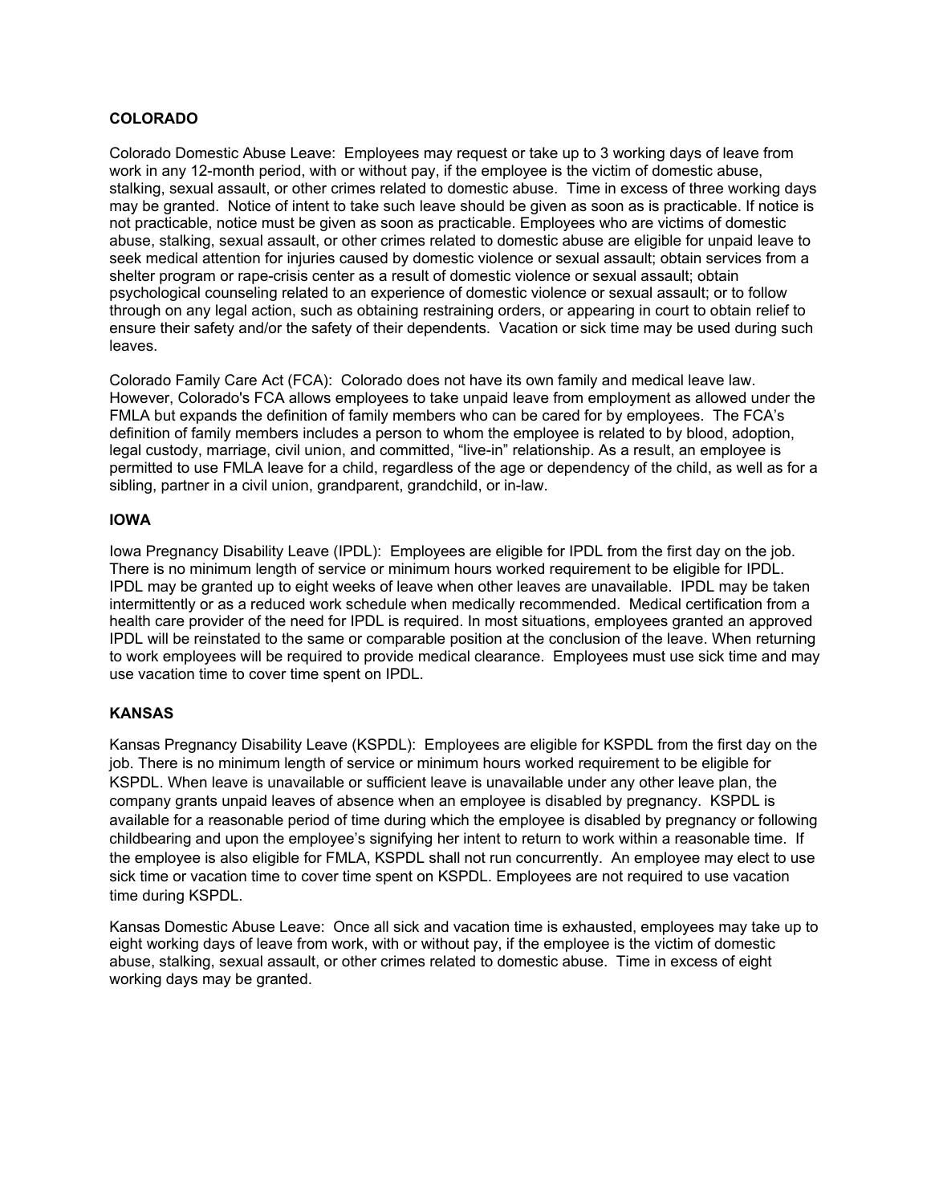**COLORADO**

Colorado Domestic Abuse Leave: Employees may request or take up to 3 working days of leave from work in any 12-month period, with or without pay, if the employee is the victim of domestic abuse, stalking, sexual assault, or other crimes related to domestic abuse. Time in excess of three working days may be granted. Notice of intent to take such leave should be given as soon as is practicable. If notice is not practicable, notice must be given as soon as practicable. Employees who are victims of domestic abuse, stalking, sexual assault, or other crimes related to domestic abuse are eligible for unpaid leave to seek medical attention for injuries caused by domestic violence or sexual assault; obtain services from a shelter program or rape-crisis center as a result of domestic violence or sexual assault; obtain psychological counseling related to an experience of domestic violence or sexual assault; or to follow through on any legal action, such as obtaining restraining orders, or appearing in court to obtain relief to ensure their safety and/or the safety of their dependents. Vacation or sick time may be used during such leaves.

Colorado Family Care Act (FCA): Colorado does not have its own family and medical leave law. However, Colorado's FCA allows employees to take unpaid leave from employment as allowed under the FMLA but expands the definition of family members who can be cared for by employees. The FCA's definition of family members includes a person to whom the employee is related to by blood, adoption, legal custody, marriage, civil union, and committed, "live-in" relationship. As a result, an employee is permitted to use FMLA leave for a child, regardless of the age or dependency of the child, as well as for a sibling, partner in a civil union, grandparent, grandchild, or in-law.

**IOWA**

Iowa Pregnancy Disability Leave (IPDL): Employees are eligible for IPDL from the first day on the job. There is no minimum length of service or minimum hours worked requirement to be eligible for IPDL. IPDL may be granted up to eight weeks of leave when other leaves are unavailable. IPDL may be taken intermittently or as a reduced work schedule when medically recommended. Medical certification from a health care provider of the need for IPDL is required. In most situations, employees granted an approved IPDL will be reinstated to the same or comparable position at the conclusion of the leave. When returning to work employees will be required to provide medical clearance. Employees must use sick time and may use vacation time to cover time spent on IPDL.

**KANSAS**

Kansas Pregnancy Disability Leave (KSPDL): Employees are eligible for KSPDL from the first day on the job. There is no minimum length of service or minimum hours worked requirement to be eligible for KSPDL. When leave is unavailable or sufficient leave is unavailable under any other leave plan, the company grants unpaid leaves of absence when an employee is disabled by pregnancy. KSPDL is available for a reasonable period of time during which the employee is disabled by pregnancy or following childbearing and upon the employee's signifying her intent to return to work within a reasonable time. If the employee is also eligible for FMLA, KSPDL shall not run concurrently. An employee may elect to use sick time or vacation time to cover time spent on KSPDL. Employees are not required to use vacation time during KSPDL.

Kansas Domestic Abuse Leave: Once all sick and vacation time is exhausted, employees may take up to eight working days of leave from work, with or without pay, if the employee is the victim of domestic abuse, stalking, sexual assault, or other crimes related to domestic abuse. Time in excess of eight working days may be granted.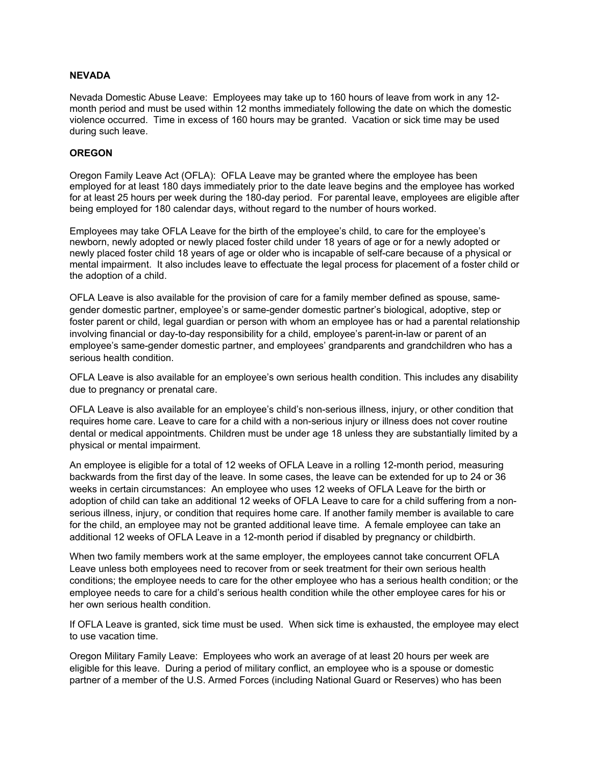### NEVADA

Nevada Domestic Abuse Leave: Employees may take up to 160 hours of leave from work in any 12-month period and must be used within 12 months immediately following the date on which the domestic violence occurred. Time in excess of 160 hours may be granted. Vacation or sick time may be used during such leave.

### OREGON

Oregon Family Leave Act (OFLA): OFLA Leave may be granted where the employee has been employed for at least 180 days immediately prior to the date leave begins and the employee has worked for at least 25 hours per week during the 180-day period. For parental leave, employees are eligible after being employed for 180 calendar days, without regard to the number of hours worked.

Employees may take OFLA Leave for the birth of the employee's child, to care for the employee's newborn, newly adopted or newly placed foster child under 18 years of age or for a newly adopted or newly placed foster child 18 years of age or older who is incapable of self-care because of a physical or mental impairment. It also includes leave to effectuate the legal process for placement of a foster child or the adoption of a child.

OFLA Leave is also available for the provision of care for a family member defined as spouse, same-gender domestic partner, employee's or same-gender domestic partner's biological, adoptive, step or foster parent or child, legal guardian or person with whom an employee has or had a parental relationship involving financial or day-to-day responsibility for a child, employee's parent-in-law or parent of an employee's same-gender domestic partner, and employees' grandparents and grandchildren who has a serious health condition.

OFLA Leave is also available for an employee's own serious health condition. This includes any disability due to pregnancy or prenatal care.

OFLA Leave is also available for an employee's child's non-serious illness, injury, or other condition that requires home care. Leave to care for a child with a non-serious injury or illness does not cover routine dental or medical appointments. Children must be under age 18 unless they are substantially limited by a physical or mental impairment.

An employee is eligible for a total of 12 weeks of OFLA Leave in a rolling 12-month period, measuring backwards from the first day of the leave. In some cases, the leave can be extended for up to 24 or 36 weeks in certain circumstances: An employee who uses 12 weeks of OFLA Leave for the birth or adoption of child can take an additional 12 weeks of OFLA Leave to care for a child suffering from a non-serious illness, injury, or condition that requires home care. If another family member is available to care for the child, an employee may not be granted additional leave time. A female employee can take an additional 12 weeks of OFLA Leave in a 12-month period if disabled by pregnancy or childbirth.

When two family members work at the same employer, the employees cannot take concurrent OFLA Leave unless both employees need to recover from or seek treatment for their own serious health conditions; the employee needs to care for the other employee who has a serious health condition; or the employee needs to care for a child's serious health condition while the other employee cares for his or her own serious health condition.

If OFLA Leave is granted, sick time must be used. When sick time is exhausted, the employee may elect to use vacation time.

Oregon Military Family Leave: Employees who work an average of at least 20 hours per week are eligible for this leave. During a period of military conflict, an employee who is a spouse or domestic partner of a member of the U.S. Armed Forces (including National Guard or Reserves) who has been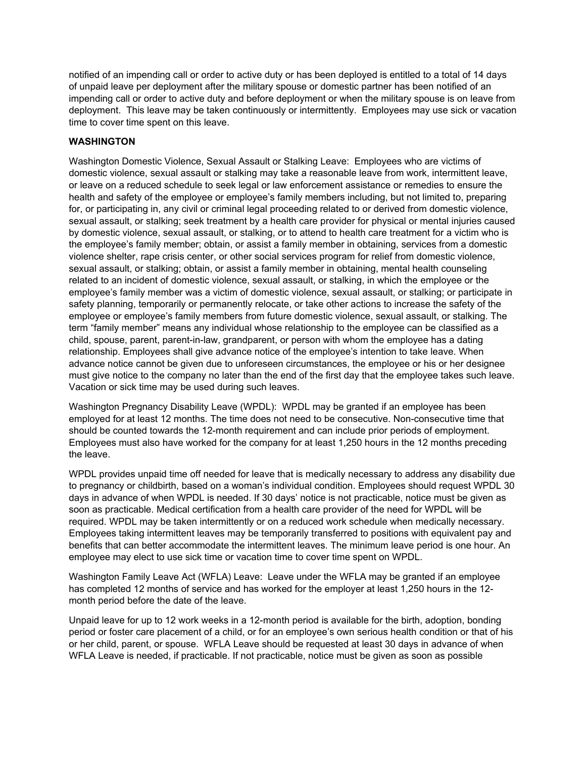notified of an impending call or order to active duty or has been deployed is entitled to a total of 14 days of unpaid leave per deployment after the military spouse or domestic partner has been notified of an impending call or order to active duty and before deployment or when the military spouse is on leave from deployment. This leave may be taken continuously or intermittently. Employees may use sick or vacation time to cover time spent on this leave.

**WASHINGTON**

Washington Domestic Violence, Sexual Assault or Stalking Leave: Employees who are victims of domestic violence, sexual assault or stalking may take a reasonable leave from work, intermittent leave, or leave on a reduced schedule to seek legal or law enforcement assistance or remedies to ensure the health and safety of the employee or employee's family members including, but not limited to, preparing for, or participating in, any civil or criminal legal proceeding related to or derived from domestic violence, sexual assault, or stalking; seek treatment by a health care provider for physical or mental injuries caused by domestic violence, sexual assault, or stalking, or to attend to health care treatment for a victim who is the employee's family member; obtain, or assist a family member in obtaining, services from a domestic violence shelter, rape crisis center, or other social services program for relief from domestic violence, sexual assault, or stalking; obtain, or assist a family member in obtaining, mental health counseling related to an incident of domestic violence, sexual assault, or stalking, in which the employee or the employee's family member was a victim of domestic violence, sexual assault, or stalking; or participate in safety planning, temporarily or permanently relocate, or take other actions to increase the safety of the employee or employee's family members from future domestic violence, sexual assault, or stalking. The term "family member" means any individual whose relationship to the employee can be classified as a child, spouse, parent, parent-in-law, grandparent, or person with whom the employee has a dating relationship. Employees shall give advance notice of the employee's intention to take leave. When advance notice cannot be given due to unforeseen circumstances, the employee or his or her designee must give notice to the company no later than the end of the first day that the employee takes such leave. Vacation or sick time may be used during such leaves.

Washington Pregnancy Disability Leave (WPDL): WPDL may be granted if an employee has been employed for at least 12 months. The time does not need to be consecutive. Non-consecutive time that should be counted towards the 12-month requirement and can include prior periods of employment. Employees must also have worked for the company for at least 1,250 hours in the 12 months preceding the leave.

WPDL provides unpaid time off needed for leave that is medically necessary to address any disability due to pregnancy or childbirth, based on a woman's individual condition. Employees should request WPDL 30 days in advance of when WPDL is needed. If 30 days' notice is not practicable, notice must be given as soon as practicable. Medical certification from a health care provider of the need for WPDL will be required. WPDL may be taken intermittently or on a reduced work schedule when medically necessary. Employees taking intermittent leaves may be temporarily transferred to positions with equivalent pay and benefits that can better accommodate the intermittent leaves. The minimum leave period is one hour. An employee may elect to use sick time or vacation time to cover time spent on WPDL.

Washington Family Leave Act (WFLA) Leave: Leave under the WFLA may be granted if an employee has completed 12 months of service and has worked for the employer at least 1,250 hours in the 12-month period before the date of the leave.

Unpaid leave for up to 12 work weeks in a 12-month period is available for the birth, adoption, bonding period or foster care placement of a child, or for an employee's own serious health condition or that of his or her child, parent, or spouse. WFLA Leave should be requested at least 30 days in advance of when WFLA Leave is needed, if practicable. If not practicable, notice must be given as soon as possible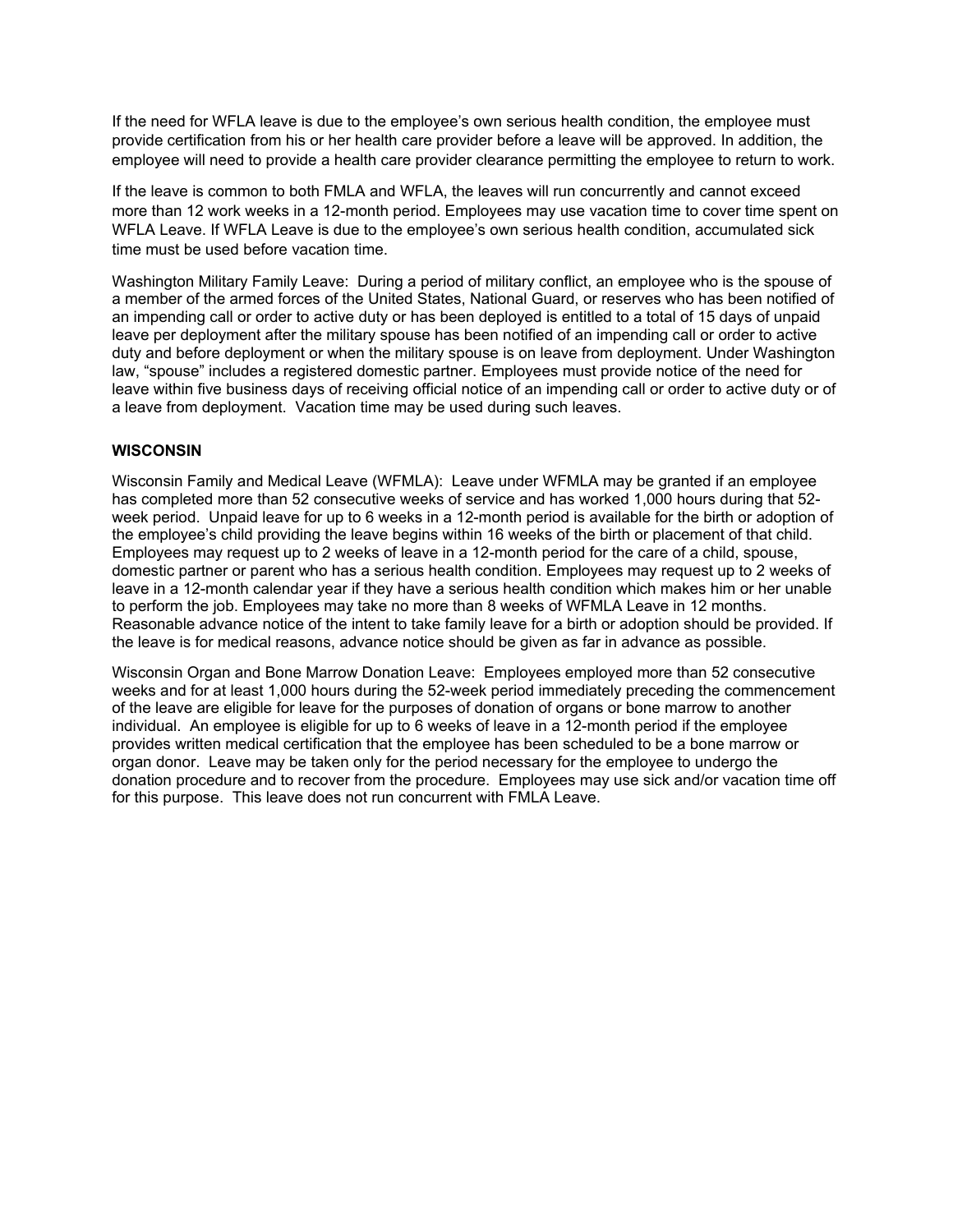If the need for WFLA leave is due to the employee's own serious health condition, the employee must provide certification from his or her health care provider before a leave will be approved. In addition, the employee will need to provide a health care provider clearance permitting the employee to return to work.

If the leave is common to both FMLA and WFLA, the leaves will run concurrently and cannot exceed more than 12 work weeks in a 12-month period. Employees may use vacation time to cover time spent on WFLA Leave. If WFLA Leave is due to the employee's own serious health condition, accumulated sick time must be used before vacation time.

Washington Military Family Leave: During a period of military conflict, an employee who is the spouse of a member of the armed forces of the United States, National Guard, or reserves who has been notified of an impending call or order to active duty or has been deployed is entitled to a total of 15 days of unpaid leave per deployment after the military spouse has been notified of an impending call or order to active duty and before deployment or when the military spouse is on leave from deployment. Under Washington law, "spouse" includes a registered domestic partner. Employees must provide notice of the need for leave within five business days of receiving official notice of an impending call or order to active duty or of a leave from deployment. Vacation time may be used during such leaves.

**WISCONSIN**

Wisconsin Family and Medical Leave (WFMLA): Leave under WFMLA may be granted if an employee has completed more than 52 consecutive weeks of service and has worked 1,000 hours during that 52-week period. Unpaid leave for up to 6 weeks in a 12-month period is available for the birth or adoption of the employee's child providing the leave begins within 16 weeks of the birth or placement of that child. Employees may request up to 2 weeks of leave in a 12-month period for the care of a child, spouse, domestic partner or parent who has a serious health condition. Employees may request up to 2 weeks of leave in a 12-month calendar year if they have a serious health condition which makes him or her unable to perform the job. Employees may take no more than 8 weeks of WFMLA Leave in 12 months. Reasonable advance notice of the intent to take family leave for a birth or adoption should be provided. If the leave is for medical reasons, advance notice should be given as far in advance as possible.

Wisconsin Organ and Bone Marrow Donation Leave: Employees employed more than 52 consecutive weeks and for at least 1,000 hours during the 52-week period immediately preceding the commencement of the leave are eligible for leave for the purposes of donation of organs or bone marrow to another individual. An employee is eligible for up to 6 weeks of leave in a 12-month period if the employee provides written medical certification that the employee has been scheduled to be a bone marrow or organ donor. Leave may be taken only for the period necessary for the employee to undergo the donation procedure and to recover from the procedure. Employees may use sick and/or vacation time off for this purpose. This leave does not run concurrent with FMLA Leave.